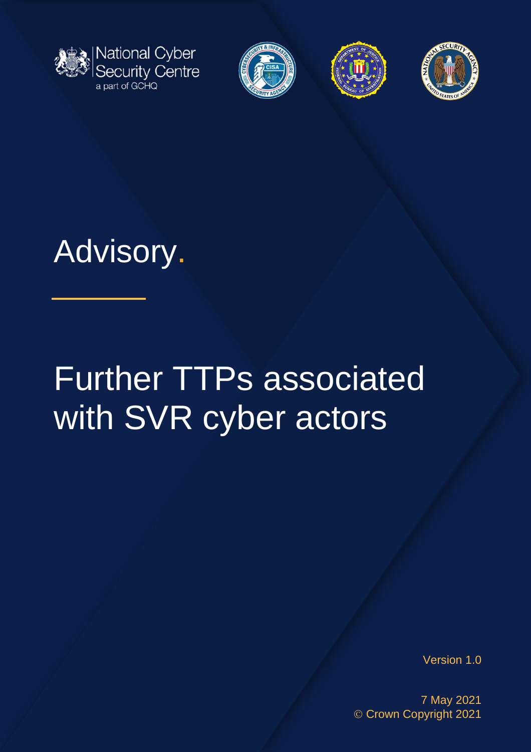National Cyber Security Centre
a part of GCHQ

# Advisory.

# Further TTPs associated with SVR cyber actors

Version 1.0

7 May 2021

© Crown Copyright 2021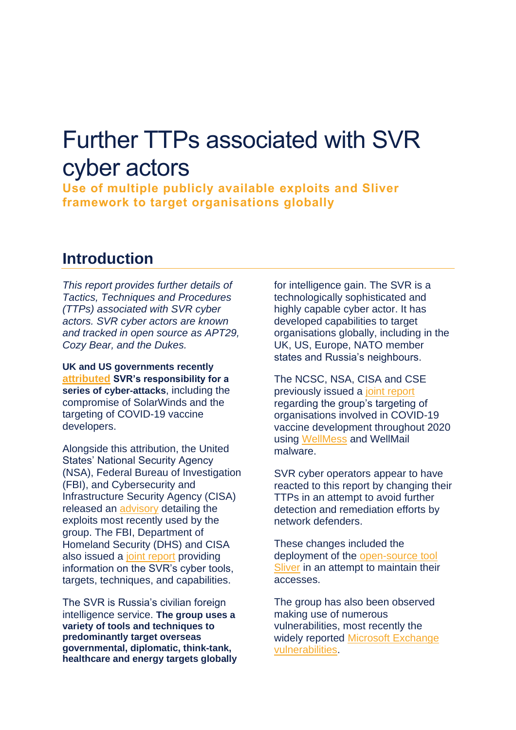# Further TTPs associated with SVR cyber actors

**Use of multiple publicly available exploits and Sliver framework to target organisations globally**

## Introduction

*This report provides further details of Tactics, Techniques and Procedures (TTPs) associated with SVR cyber actors. SVR cyber actors are known and tracked in open source as APT29, Cozy Bear, and the Dukes.*

**UK and US governments recently attributed SVR's responsibility for a series of cyber-attacks**, including the compromise of SolarWinds and the targeting of COVID-19 vaccine developers.

Alongside this attribution, the United States' National Security Agency (NSA), Federal Bureau of Investigation (FBI), and Cybersecurity and Infrastructure Security Agency (CISA) released an advisory detailing the exploits most recently used by the group. The FBI, Department of Homeland Security (DHS) and CISA also issued a joint report providing information on the SVR's cyber tools, targets, techniques, and capabilities.

The SVR is Russia's civilian foreign intelligence service. **The group uses a variety of tools and techniques to predominantly target overseas governmental, diplomatic, think-tank, healthcare and energy targets globally** for intelligence gain. The SVR is a technologically sophisticated and highly capable cyber actor. It has developed capabilities to target organisations globally, including in the UK, US, Europe, NATO member states and Russia's neighbours.

The NCSC, NSA, CISA and CSE previously issued a joint report regarding the group's targeting of organisations involved in COVID-19 vaccine development throughout 2020 using WellMess and WellMail malware.

SVR cyber operators appear to have reacted to this report by changing their TTPs in an attempt to avoid further detection and remediation efforts by network defenders.

These changes included the deployment of the open-source tool Sliver in an attempt to maintain their accesses.

The group has also been observed making use of numerous vulnerabilities, most recently the widely reported Microsoft Exchange vulnerabilities.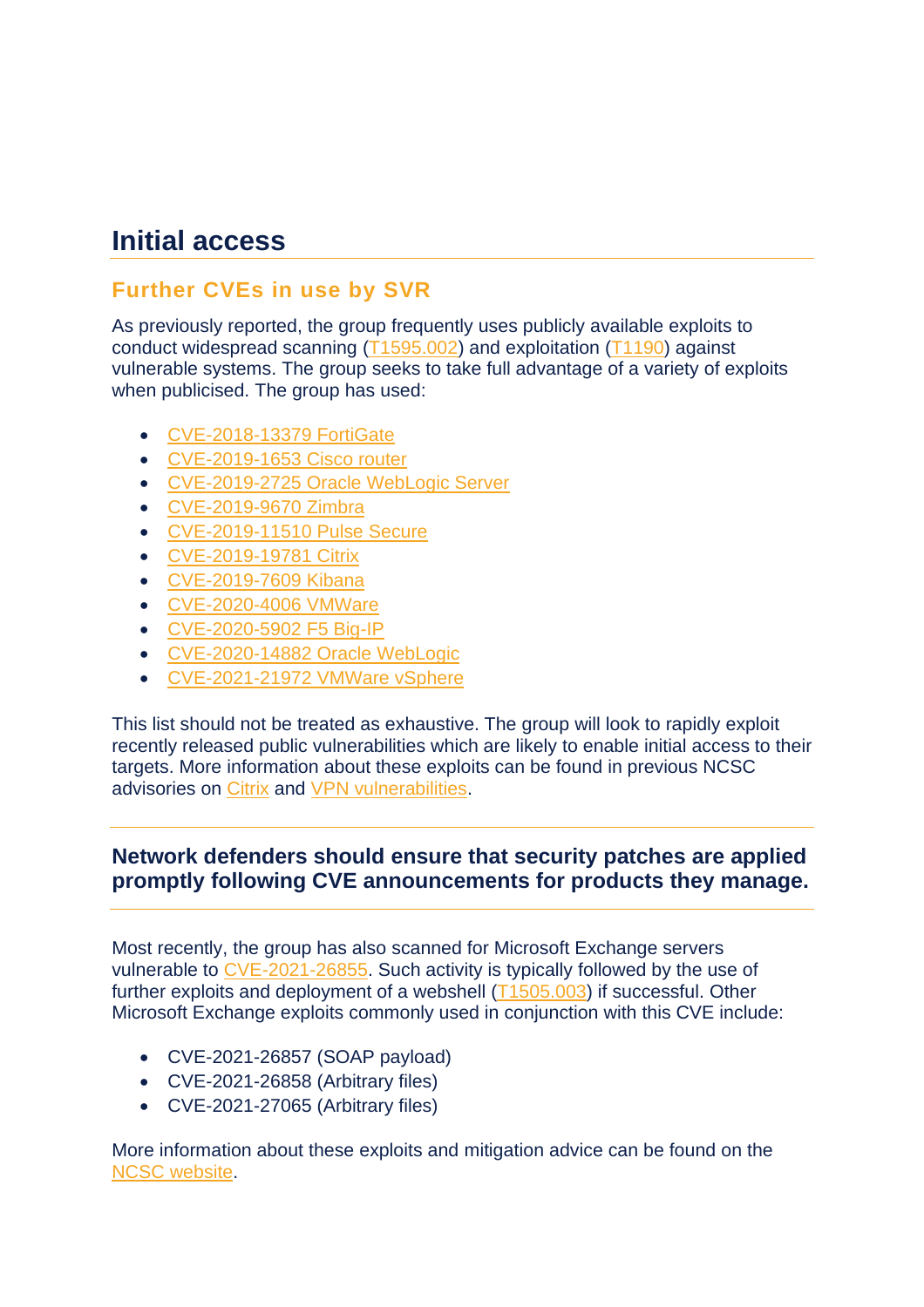# Initial access

## Further CVEs in use by SVR

As previously reported, the group frequently uses publicly available exploits to conduct widespread scanning (T1595.002) and exploitation (T1190) against vulnerable systems. The group seeks to take full advantage of a variety of exploits when publicised. The group has used:

- CVE-2018-13379 FortiGate
- CVE-2019-1653 Cisco router
- CVE-2019-2725 Oracle WebLogic Server
- CVE-2019-9670 Zimbra
- CVE-2019-11510 Pulse Secure
- CVE-2019-19781 Citrix
- CVE-2019-7609 Kibana
- CVE-2020-4006 VMWare
- CVE-2020-5902 F5 Big-IP
- CVE-2020-14882 Oracle WebLogic
- CVE-2021-21972 VMWare vSphere

This list should not be treated as exhaustive. The group will look to rapidly exploit recently released public vulnerabilities which are likely to enable initial access to their targets. More information about these exploits can be found in previous NCSC advisories on Citrix and VPN vulnerabilities.

---

**Network defenders should ensure that security patches are applied promptly following CVE announcements for products they manage.**

---

Most recently, the group has also scanned for Microsoft Exchange servers vulnerable to CVE-2021-26855. Such activity is typically followed by the use of further exploits and deployment of a webshell (T1505.003) if successful. Other Microsoft Exchange exploits commonly used in conjunction with this CVE include:

- CVE-2021-26857 (SOAP payload)
- CVE-2021-26858 (Arbitrary files)
- CVE-2021-27065 (Arbitrary files)

More information about these exploits and mitigation advice can be found on the NCSC website.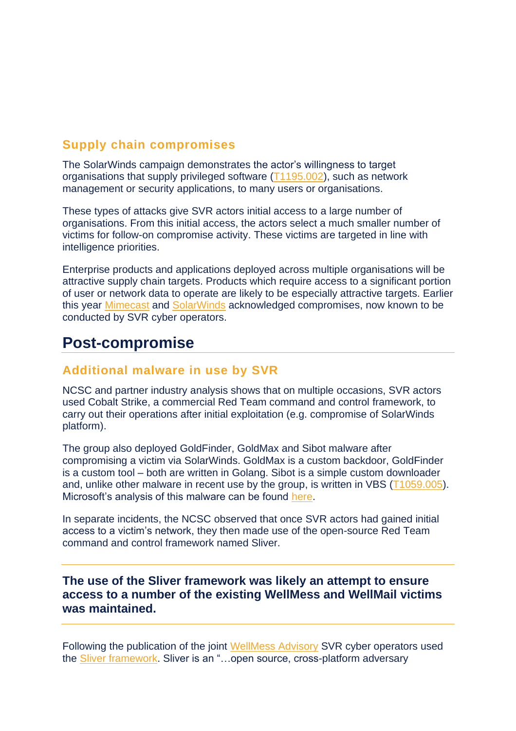### Supply chain compromises

The SolarWinds campaign demonstrates the actor's willingness to target organisations that supply privileged software (T1195.002), such as network management or security applications, to many users or organisations.

These types of attacks give SVR actors initial access to a large number of organisations. From this initial access, the actors select a much smaller number of victims for follow-on compromise activity. These victims are targeted in line with intelligence priorities.

Enterprise products and applications deployed across multiple organisations will be attractive supply chain targets. Products which require access to a significant portion of user or network data to operate are likely to be especially attractive targets. Earlier this year Mimecast and SolarWinds acknowledged compromises, now known to be conducted by SVR cyber operators.

## Post-compromise

### Additional malware in use by SVR

NCSC and partner industry analysis shows that on multiple occasions, SVR actors used Cobalt Strike, a commercial Red Team command and control framework, to carry out their operations after initial exploitation (e.g. compromise of SolarWinds platform).

The group also deployed GoldFinder, GoldMax and Sibot malware after compromising a victim via SolarWinds. GoldMax is a custom backdoor, GoldFinder is a custom tool – both are written in Golang. Sibot is a simple custom downloader and, unlike other malware in recent use by the group, is written in VBS (T1059.005). Microsoft's analysis of this malware can be found here.

In separate incidents, the NCSC observed that once SVR actors had gained initial access to a victim's network, they then made use of the open-source Red Team command and control framework named Sliver.

**The use of the Sliver framework was likely an attempt to ensure access to a number of the existing WellMess and WellMail victims was maintained.**

Following the publication of the joint WellMess Advisory SVR cyber operators used the Sliver framework. Sliver is an "…open source, cross-platform adversary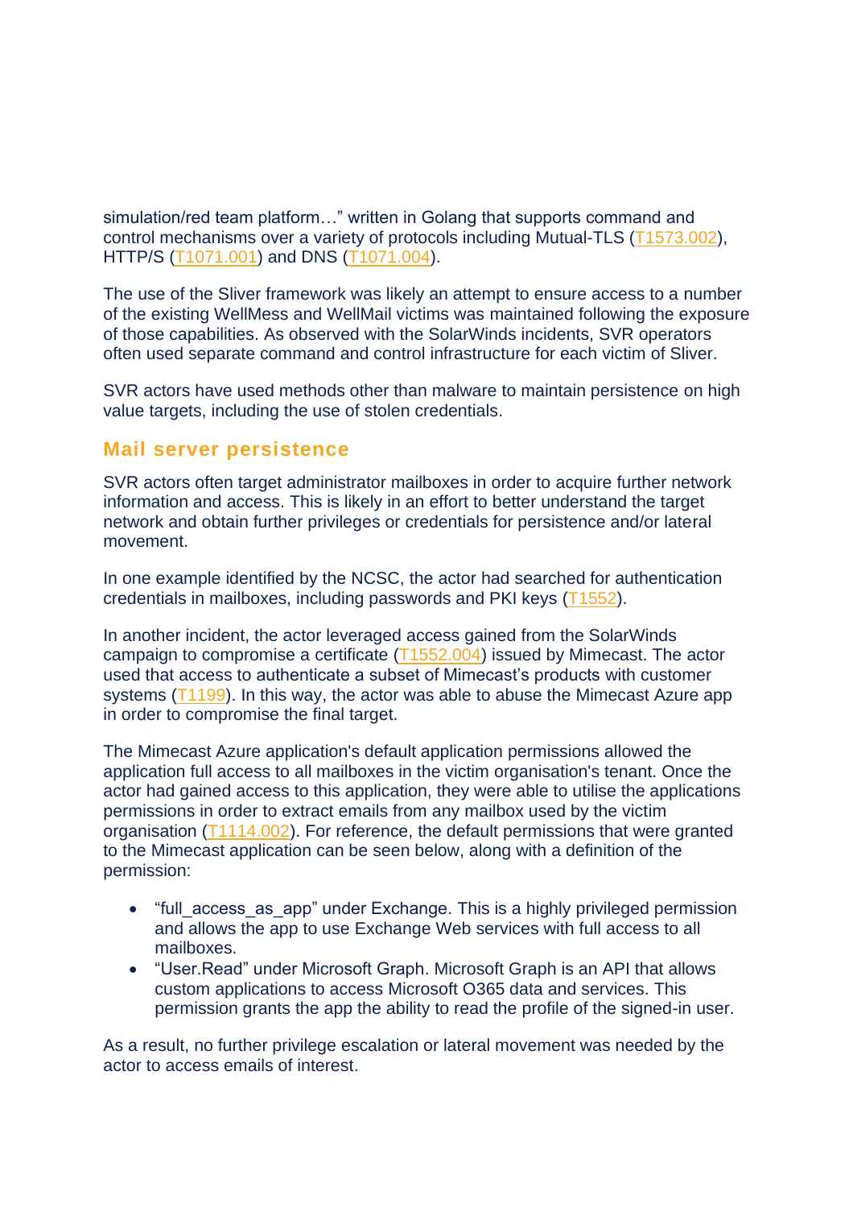simulation/red team platform…" written in Golang that supports command and control mechanisms over a variety of protocols including Mutual-TLS (T1573.002), HTTP/S (T1071.001) and DNS (T1071.004).

The use of the Sliver framework was likely an attempt to ensure access to a number of the existing WellMess and WellMail victims was maintained following the exposure of those capabilities. As observed with the SolarWinds incidents, SVR operators often used separate command and control infrastructure for each victim of Sliver.

SVR actors have used methods other than malware to maintain persistence on high value targets, including the use of stolen credentials.

## Mail server persistence

SVR actors often target administrator mailboxes in order to acquire further network information and access. This is likely in an effort to better understand the target network and obtain further privileges or credentials for persistence and/or lateral movement.

In one example identified by the NCSC, the actor had searched for authentication credentials in mailboxes, including passwords and PKI keys (T1552).

In another incident, the actor leveraged access gained from the SolarWinds campaign to compromise a certificate (T1552.004) issued by Mimecast. The actor used that access to authenticate a subset of Mimecast's products with customer systems (T1199). In this way, the actor was able to abuse the Mimecast Azure app in order to compromise the final target.

The Mimecast Azure application's default application permissions allowed the application full access to all mailboxes in the victim organisation's tenant. Once the actor had gained access to this application, they were able to utilise the applications permissions in order to extract emails from any mailbox used by the victim organisation (T1114.002). For reference, the default permissions that were granted to the Mimecast application can be seen below, along with a definition of the permission:

- "full_access_as_app" under Exchange. This is a highly privileged permission and allows the app to use Exchange Web services with full access to all mailboxes.
- "User.Read" under Microsoft Graph. Microsoft Graph is an API that allows custom applications to access Microsoft O365 data and services. This permission grants the app the ability to read the profile of the signed-in user.

As a result, no further privilege escalation or lateral movement was needed by the actor to access emails of interest.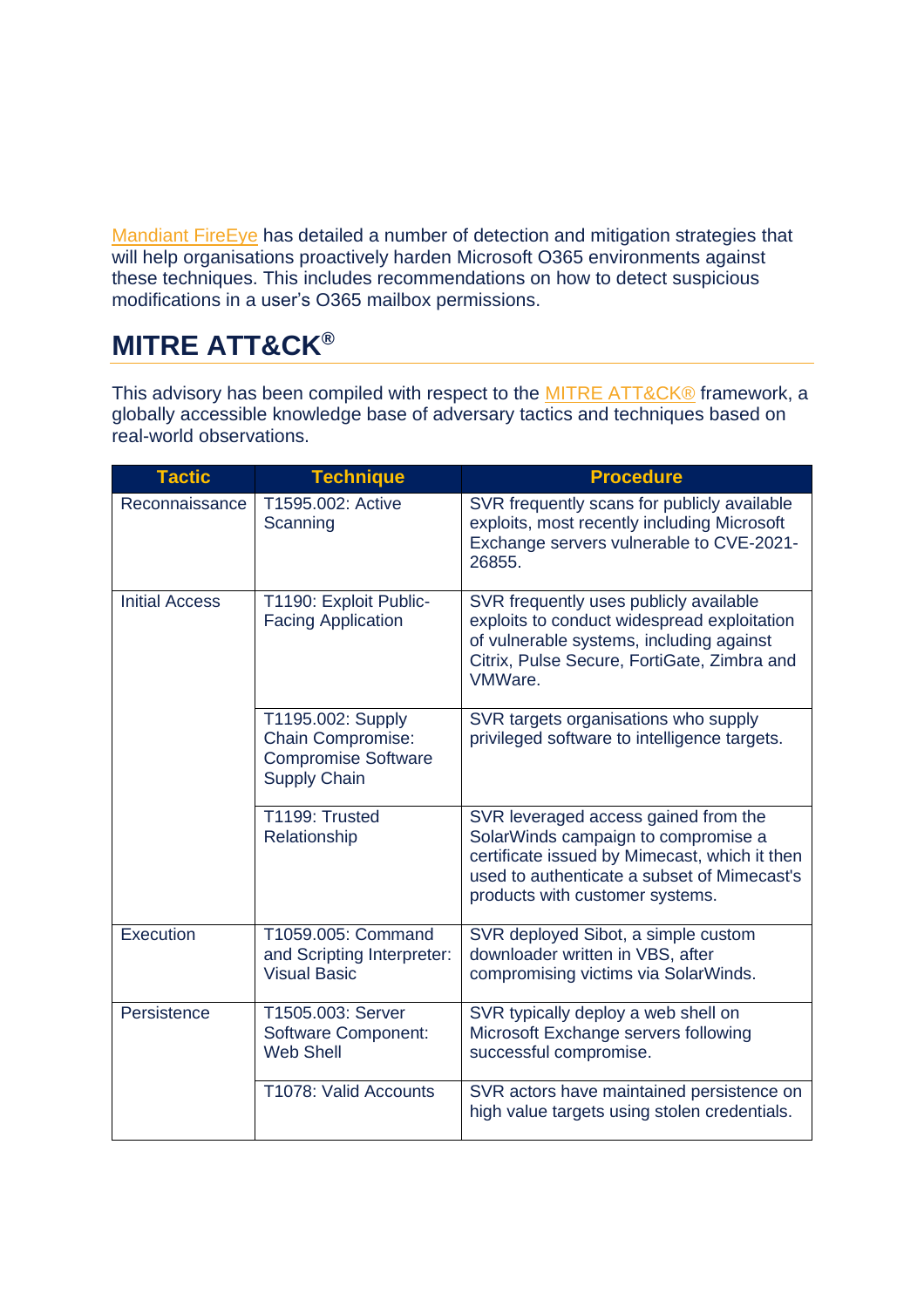Mandiant FireEye has detailed a number of detection and mitigation strategies that will help organisations proactively harden Microsoft O365 environments against these techniques. This includes recommendations on how to detect suspicious modifications in a user's O365 mailbox permissions.

## MITRE ATT&CK®

This advisory has been compiled with respect to the MITRE ATT&CK® framework, a globally accessible knowledge base of adversary tactics and techniques based on real-world observations.

| Tactic | Technique | Procedure |
|---|---|---|
| Reconnaissance | T1595.002: Active Scanning | SVR frequently scans for publicly available exploits, most recently including Microsoft Exchange servers vulnerable to CVE-2021-26855. |
| Initial Access | T1190: Exploit Public-Facing Application | SVR frequently uses publicly available exploits to conduct widespread exploitation of vulnerable systems, including against Citrix, Pulse Secure, FortiGate, Zimbra and VMWare. |
| | T1195.002: Supply Chain Compromise: Compromise Software Supply Chain | SVR targets organisations who supply privileged software to intelligence targets. |
| | T1199: Trusted Relationship | SVR leveraged access gained from the SolarWinds campaign to compromise a certificate issued by Mimecast, which it then used to authenticate a subset of Mimecast's products with customer systems. |
| Execution | T1059.005: Command and Scripting Interpreter: Visual Basic | SVR deployed Sibot, a simple custom downloader written in VBS, after compromising victims via SolarWinds. |
| Persistence | T1505.003: Server Software Component: Web Shell | SVR typically deploy a web shell on Microsoft Exchange servers following successful compromise. |
| | T1078: Valid Accounts | SVR actors have maintained persistence on high value targets using stolen credentials. |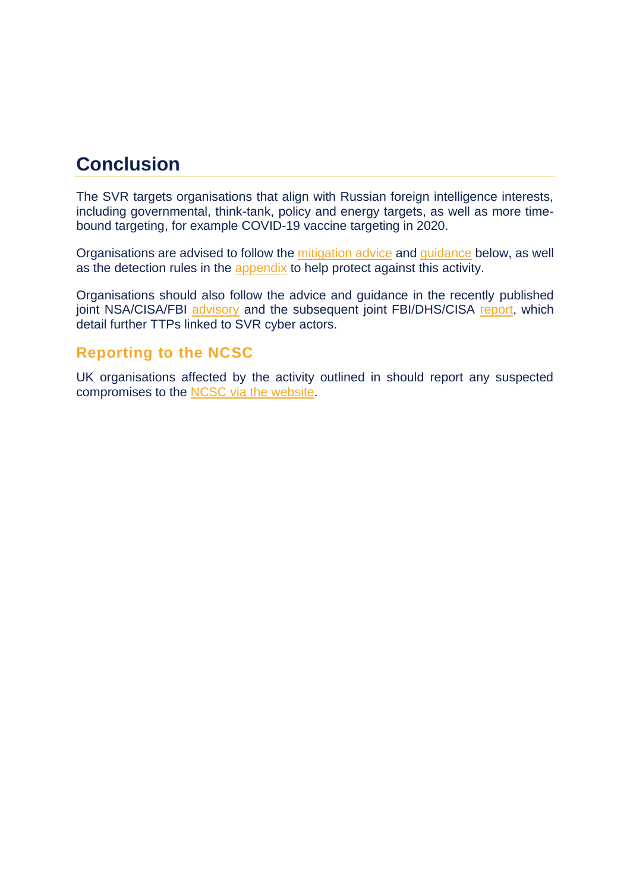# Conclusion

The SVR targets organisations that align with Russian foreign intelligence interests, including governmental, think-tank, policy and energy targets, as well as more time-bound targeting, for example COVID-19 vaccine targeting in 2020.

Organisations are advised to follow the mitigation advice and guidance below, as well as the detection rules in the appendix to help protect against this activity.

Organisations should also follow the advice and guidance in the recently published joint NSA/CISA/FBI advisory and the subsequent joint FBI/DHS/CISA report, which detail further TTPs linked to SVR cyber actors.

## Reporting to the NCSC

UK organisations affected by the activity outlined in should report any suspected compromises to the NCSC via the website.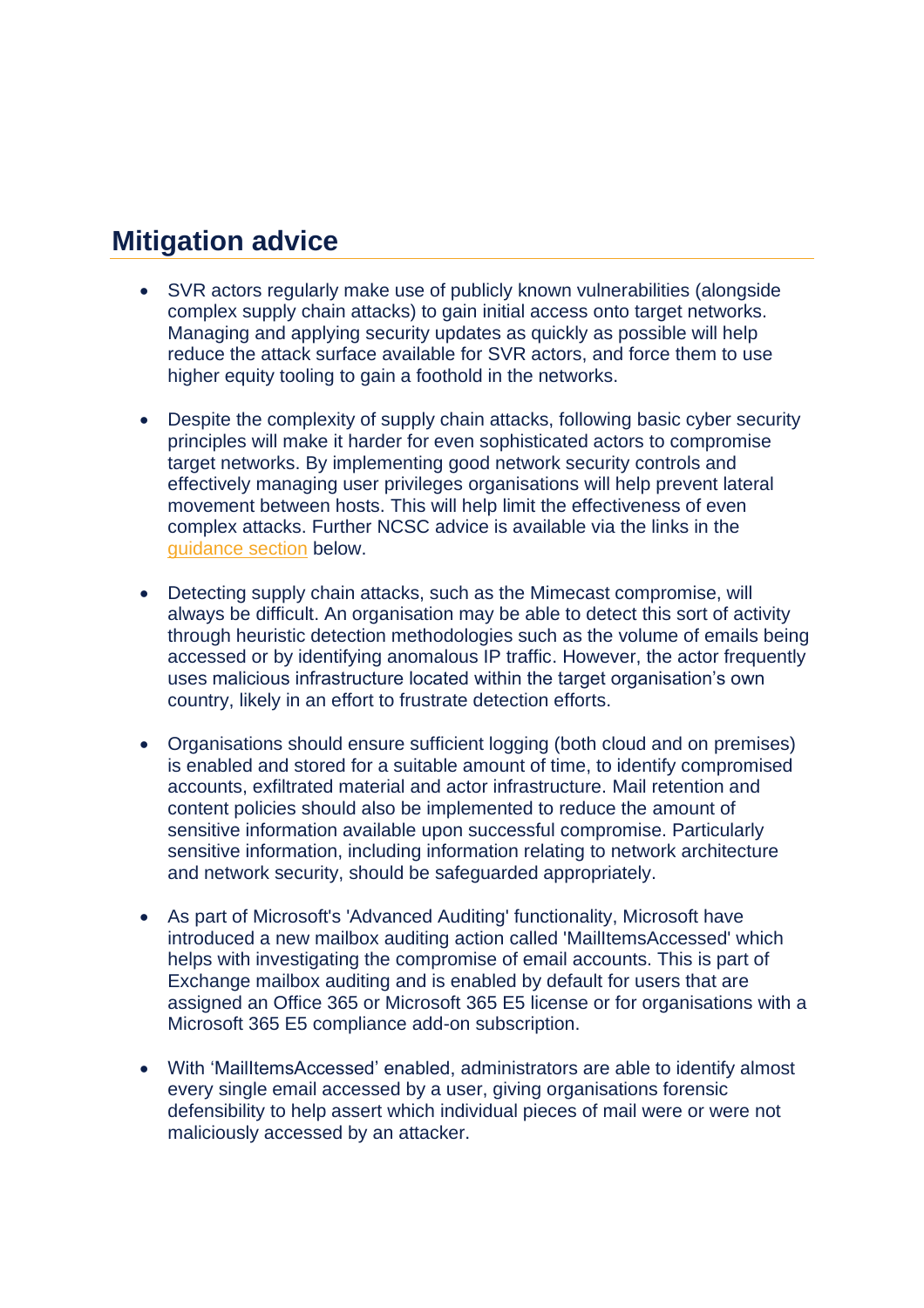## Mitigation advice

- SVR actors regularly make use of publicly known vulnerabilities (alongside complex supply chain attacks) to gain initial access onto target networks. Managing and applying security updates as quickly as possible will help reduce the attack surface available for SVR actors, and force them to use higher equity tooling to gain a foothold in the networks.

- Despite the complexity of supply chain attacks, following basic cyber security principles will make it harder for even sophisticated actors to compromise target networks. By implementing good network security controls and effectively managing user privileges organisations will help prevent lateral movement between hosts. This will help limit the effectiveness of even complex attacks. Further NCSC advice is available via the links in the guidance section below.

- Detecting supply chain attacks, such as the Mimecast compromise, will always be difficult. An organisation may be able to detect this sort of activity through heuristic detection methodologies such as the volume of emails being accessed or by identifying anomalous IP traffic. However, the actor frequently uses malicious infrastructure located within the target organisation's own country, likely in an effort to frustrate detection efforts.

- Organisations should ensure sufficient logging (both cloud and on premises) is enabled and stored for a suitable amount of time, to identify compromised accounts, exfiltrated material and actor infrastructure. Mail retention and content policies should also be implemented to reduce the amount of sensitive information available upon successful compromise. Particularly sensitive information, including information relating to network architecture and network security, should be safeguarded appropriately.

- As part of Microsoft's 'Advanced Auditing' functionality, Microsoft have introduced a new mailbox auditing action called 'MailItemsAccessed' which helps with investigating the compromise of email accounts. This is part of Exchange mailbox auditing and is enabled by default for users that are assigned an Office 365 or Microsoft 365 E5 license or for organisations with a Microsoft 365 E5 compliance add-on subscription.

- With 'MailItemsAccessed' enabled, administrators are able to identify almost every single email accessed by a user, giving organisations forensic defensibility to help assert which individual pieces of mail were or were not maliciously accessed by an attacker.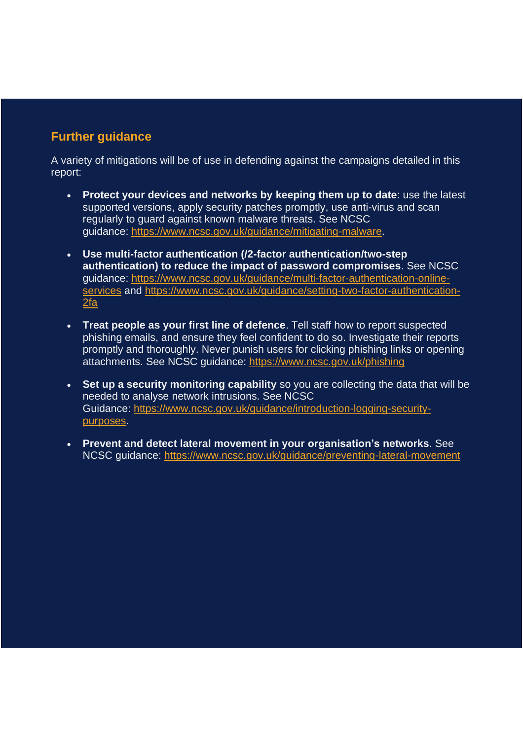## Further guidance

A variety of mitigations will be of use in defending against the campaigns detailed in this report:

- **Protect your devices and networks by keeping them up to date**: use the latest supported versions, apply security patches promptly, use anti-virus and scan regularly to guard against known malware threats. See NCSC guidance: https://www.ncsc.gov.uk/guidance/mitigating-malware.

- **Use multi-factor authentication (/2-factor authentication/two-step authentication) to reduce the impact of password compromises**. See NCSC guidance: https://www.ncsc.gov.uk/guidance/multi-factor-authentication-online-services and https://www.ncsc.gov.uk/guidance/setting-two-factor-authentication-2fa

- **Treat people as your first line of defence**. Tell staff how to report suspected phishing emails, and ensure they feel confident to do so. Investigate their reports promptly and thoroughly. Never punish users for clicking phishing links or opening attachments. See NCSC guidance: https://www.ncsc.gov.uk/phishing

- **Set up a security monitoring capability** so you are collecting the data that will be needed to analyse network intrusions. See NCSC Guidance: https://www.ncsc.gov.uk/guidance/introduction-logging-security-purposes.

- **Prevent and detect lateral movement in your organisation's networks**. See NCSC guidance: https://www.ncsc.gov.uk/guidance/preventing-lateral-movement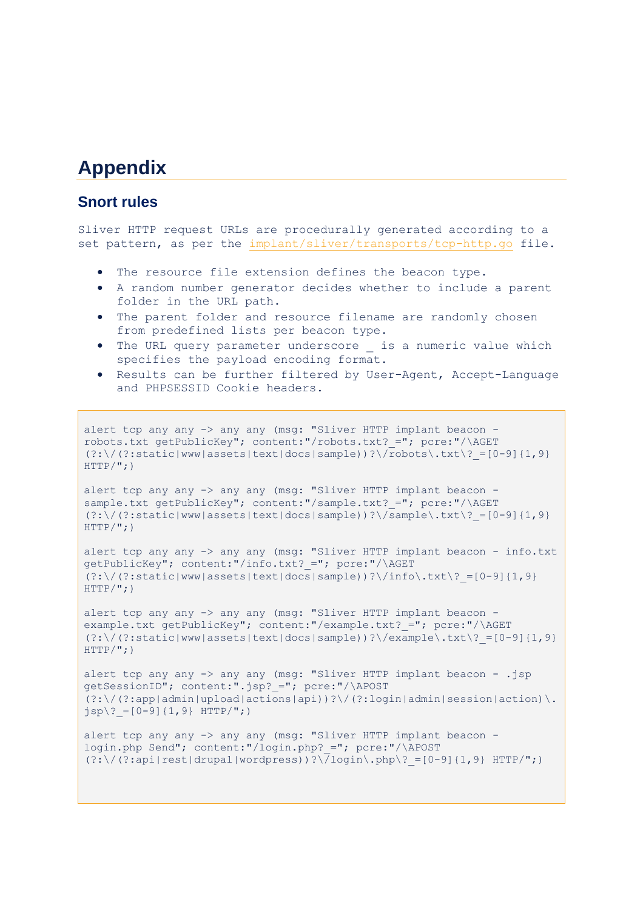# Appendix

## Snort rules

Sliver HTTP request URLs are procedurally generated according to a set pattern, as per the implant/sliver/transports/tcp-http.go file.

- The resource file extension defines the beacon type.
- A random number generator decides whether to include a parent folder in the URL path.
- The parent folder and resource filename are randomly chosen from predefined lists per beacon type.
- The URL query parameter underscore _ is a numeric value which specifies the payload encoding format.
- Results can be further filtered by User-Agent, Accept-Language and PHPSESSID Cookie headers.

```
alert tcp any any -> any any (msg: "Sliver HTTP implant beacon - robots.txt getPublicKey"; content:"/robots.txt?_="; pcre:"/\AGET (?:\/(?:static|www|assets|text|docs|sample))?\/robots\.txt\?_=[0-9]{1,9} HTTP/";)

alert tcp any any -> any any (msg: "Sliver HTTP implant beacon - sample.txt getPublicKey"; content:"/sample.txt?_="; pcre:"/\AGET (?:\/(?:static|www|assets|text|docs|sample))?\/sample\.txt\?_=[0-9]{1,9} HTTP/";)

alert tcp any any -> any any (msg: "Sliver HTTP implant beacon - info.txt getPublicKey"; content:"/info.txt?_="; pcre:"/\AGET (?:\/(?:static|www|assets|text|docs|sample))?\/info\.txt\?_=[0-9]{1,9} HTTP/";)

alert tcp any any -> any any (msg: "Sliver HTTP implant beacon - example.txt getPublicKey"; content:"/example.txt?_="; pcre:"/\AGET (?:\/(?:static|www|assets|text|docs|sample))?\/example\.txt\?_=[0-9]{1,9} HTTP/";)

alert tcp any any -> any any (msg: "Sliver HTTP implant beacon - .jsp getSessionID"; content:".jsp?_="; pcre:"/\APOST (?:\/(?:app|admin|upload|actions|api))?\/(?:login|admin|session|action)\.jsp\?_=[0-9]{1,9} HTTP/";)

alert tcp any any -> any any (msg: "Sliver HTTP implant beacon - login.php Send"; content:"/login.php?_="; pcre:"/\APOST (?:\/(?:api|rest|drupal|wordpress))?\/login\.php\?_=[0-9]{1,9} HTTP/";)
```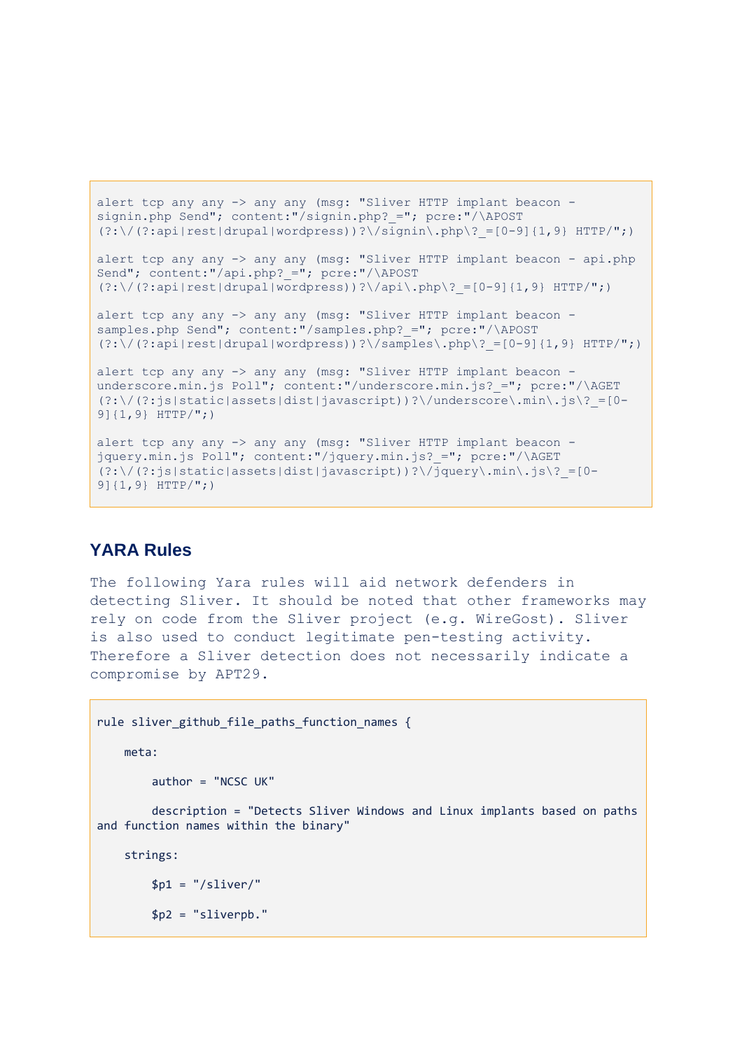```
alert tcp any any -> any any (msg: "Sliver HTTP implant beacon - signin.php Send"; content:"/signin.php?_="; pcre:"/\APOST (?:\/(?:api|rest|drupal|wordpress))?\/signin\.php\?_=[0-9]{1,9} HTTP/";)

alert tcp any any -> any any (msg: "Sliver HTTP implant beacon - api.php Send"; content:"/api.php?_="; pcre:"/\APOST (?:\/(?:api|rest|drupal|wordpress))?\/api\.php\?_=[0-9]{1,9} HTTP/";)

alert tcp any any -> any any (msg: "Sliver HTTP implant beacon - samples.php Send"; content:"/samples.php?_="; pcre:"/\APOST (?:\/(?:api|rest|drupal|wordpress))?\/samples\.php\?_=[0-9]{1,9} HTTP/";)

alert tcp any any -> any any (msg: "Sliver HTTP implant beacon - underscore.min.js Poll"; content:"/underscore.min.js?_="; pcre:"/\AGET (?:\/(?:js|static|assets|dist|javascript))?\/underscore\.min\.js\?_=[0-9]{1,9} HTTP/";)

alert tcp any any -> any any (msg: "Sliver HTTP implant beacon - jquery.min.js Poll"; content:"/jquery.min.js?_="; pcre:"/\AGET (?:\/(?:js|static|assets|dist|javascript))?\/jquery\.min\.js\?_=[0-9]{1,9} HTTP/";)
```

## YARA Rules

The following Yara rules will aid network defenders in detecting Sliver. It should be noted that other frameworks may rely on code from the Sliver project (e.g. WireGost). Sliver is also used to conduct legitimate pen-testing activity. Therefore a Sliver detection does not necessarily indicate a compromise by APT29.

```
rule sliver_github_file_paths_function_names {

    meta:

        author = "NCSC UK"

        description = "Detects Sliver Windows and Linux implants based on paths and function names within the binary"

    strings:

        $p1 = "/sliver/"

        $p2 = "sliverpb."
```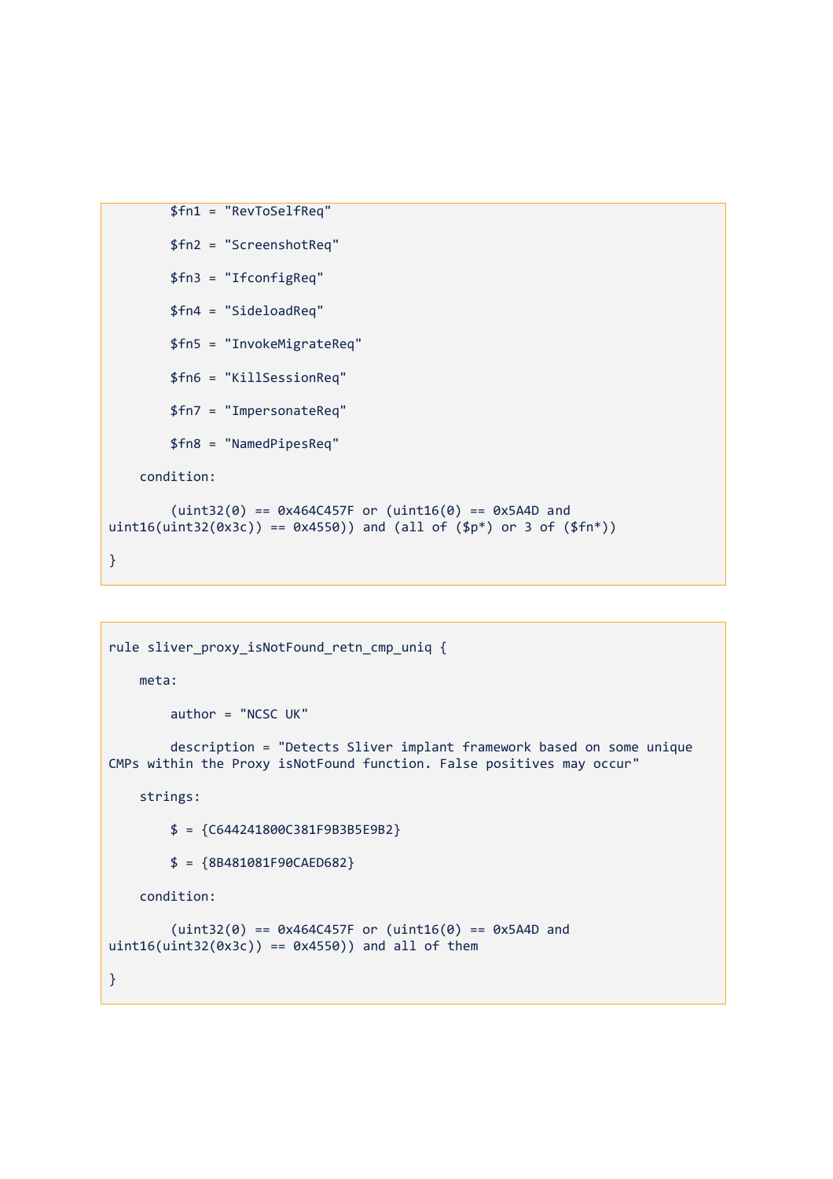```
        $fn1 = "RevToSelfReq"

        $fn2 = "ScreenshotReq"

        $fn3 = "IfconfigReq"

        $fn4 = "SideloadReq"

        $fn5 = "InvokeMigrateReq"

        $fn6 = "KillSessionReq"

        $fn7 = "ImpersonateReq"

        $fn8 = "NamedPipesReq"

    condition:

        (uint32(0) == 0x464C457F or (uint16(0) == 0x5A4D and 
uint16(uint32(0x3c)) == 0x4550)) and (all of ($p*) or 3 of ($fn*))

}
```

```
rule sliver_proxy_isNotFound_retn_cmp_uniq {

    meta:

        author = "NCSC UK"

        description = "Detects Sliver implant framework based on some unique 
CMPs within the Proxy isNotFound function. False positives may occur"

    strings:

        $ = {C644241800C381F9B3B5E9B2}

        $ = {8B481081F90CAED682}

    condition:

        (uint32(0) == 0x464C457F or (uint16(0) == 0x5A4D and 
uint16(uint32(0x3c)) == 0x4550)) and all of them

}
```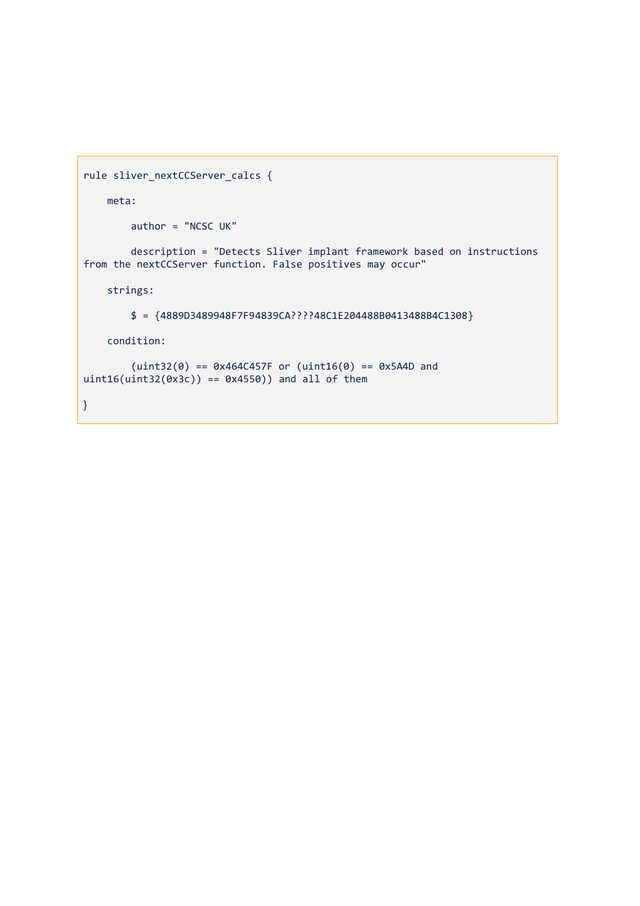```
rule sliver_nextCCServer_calcs {

    meta:

        author = "NCSC UK"

        description = "Detects Sliver implant framework based on instructions
from the nextCCServer function. False positives may occur"

    strings:

        $ = {4889D3489948F7F94839CA????48C1E204488B0413488B4C1308}

    condition:

        (uint32(0) == 0x464C457F or (uint16(0) == 0x5A4D and
uint16(uint32(0x3c)) == 0x4550)) and all of them

}
```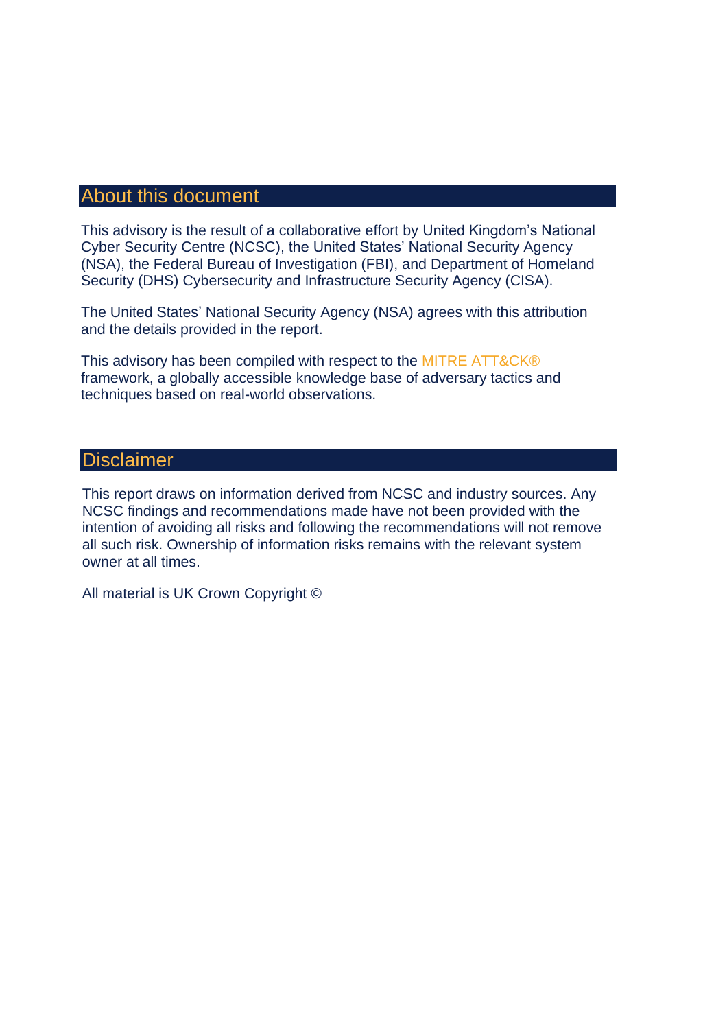## About this document

This advisory is the result of a collaborative effort by United Kingdom's National Cyber Security Centre (NCSC), the United States' National Security Agency (NSA), the Federal Bureau of Investigation (FBI), and Department of Homeland Security (DHS) Cybersecurity and Infrastructure Security Agency (CISA).

The United States' National Security Agency (NSA) agrees with this attribution and the details provided in the report.

This advisory has been compiled with respect to the MITRE ATT&CK® framework, a globally accessible knowledge base of adversary tactics and techniques based on real-world observations.

## Disclaimer

This report draws on information derived from NCSC and industry sources. Any NCSC findings and recommendations made have not been provided with the intention of avoiding all risks and following the recommendations will not remove all such risk. Ownership of information risks remains with the relevant system owner at all times.

All material is UK Crown Copyright ©